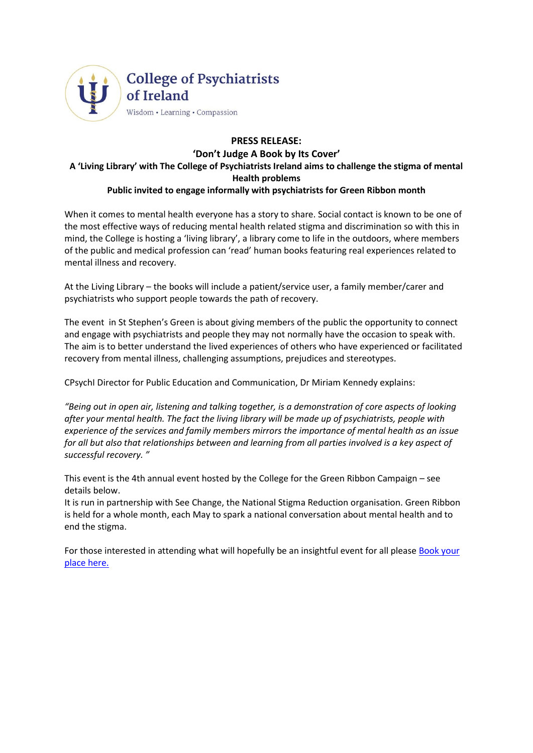College of Psychiatrists of Ireland

Wisdom • Learning • Compassion

# PRESS RELEASE:

## 'Don't Judge A Book by Its Cover'

**A 'Living Library' with The College of Psychiatrists Ireland aims to challenge the stigma of mental Health problems**

**Public invited to engage informally with psychiatrists for Green Ribbon month**

When it comes to mental health everyone has a story to share. Social contact is known to be one of the most effective ways of reducing mental health related stigma and discrimination so with this in mind, the College is hosting a 'living library', a library come to life in the outdoors, where members of the public and medical profession can 'read' human books featuring real experiences related to mental illness and recovery.

At the Living Library – the books will include a patient/service user, a family member/carer and psychiatrists who support people towards the path of recovery.

The event in St Stephen's Green is about giving members of the public the opportunity to connect and engage with psychiatrists and people they may not normally have the occasion to speak with. The aim is to better understand the lived experiences of others who have experienced or facilitated recovery from mental illness, challenging assumptions, prejudices and stereotypes.

CPsychI Director for Public Education and Communication, Dr Miriam Kennedy explains:

*"Being out in open air, listening and talking together, is a demonstration of core aspects of looking after your mental health. The fact the living library will be made up of psychiatrists, people with experience of the services and family members mirrors the importance of mental health as an issue for all but also that relationships between and learning from all parties involved is a key aspect of successful recovery. "*

This event is the 4th annual event hosted by the College for the Green Ribbon Campaign – see details below.
It is run in partnership with See Change, the National Stigma Reduction organisation. Green Ribbon is held for a whole month, each May to spark a national conversation about mental health and to end the stigma.

For those interested in attending what will hopefully be an insightful event for all please Book your place here.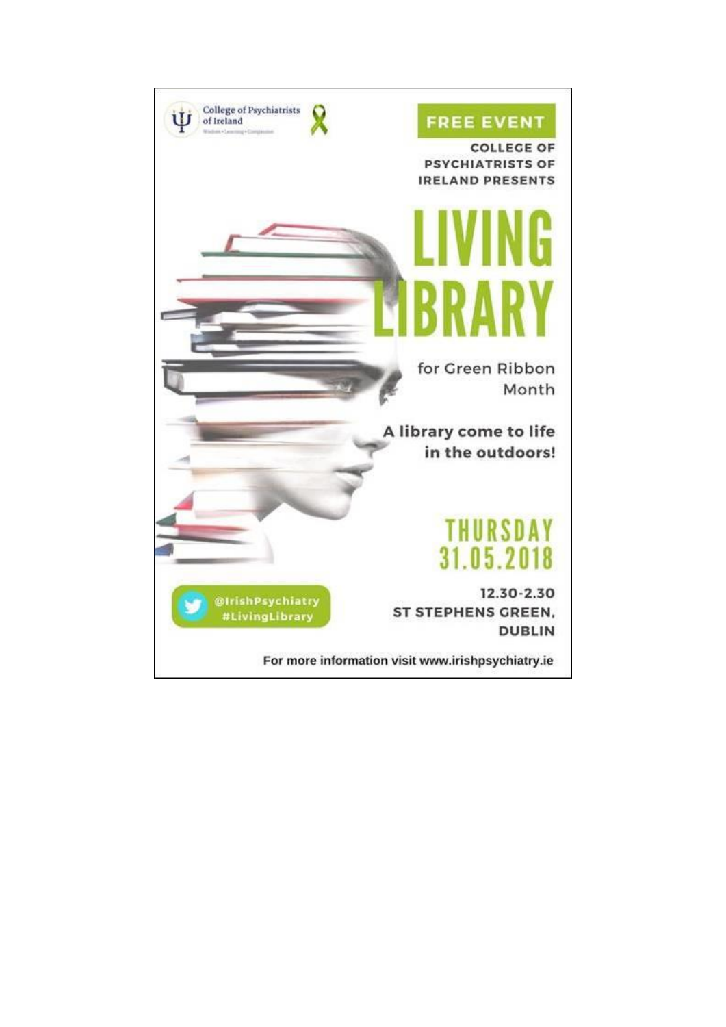College of Psychiatrists of Ireland

**FREE EVENT**

**COLLEGE OF PSYCHIATRISTS OF IRELAND PRESENTS**

# LIVING LIBRARY

for Green Ribbon Month

**A library come to life in the outdoors!**

## THURSDAY 31.05.2018

**12.30-2.30**
**ST STEPHENS GREEN, DUBLIN**

@IrishPsychiatry #LivingLibrary

For more information visit www.irishpsychiatry.ie